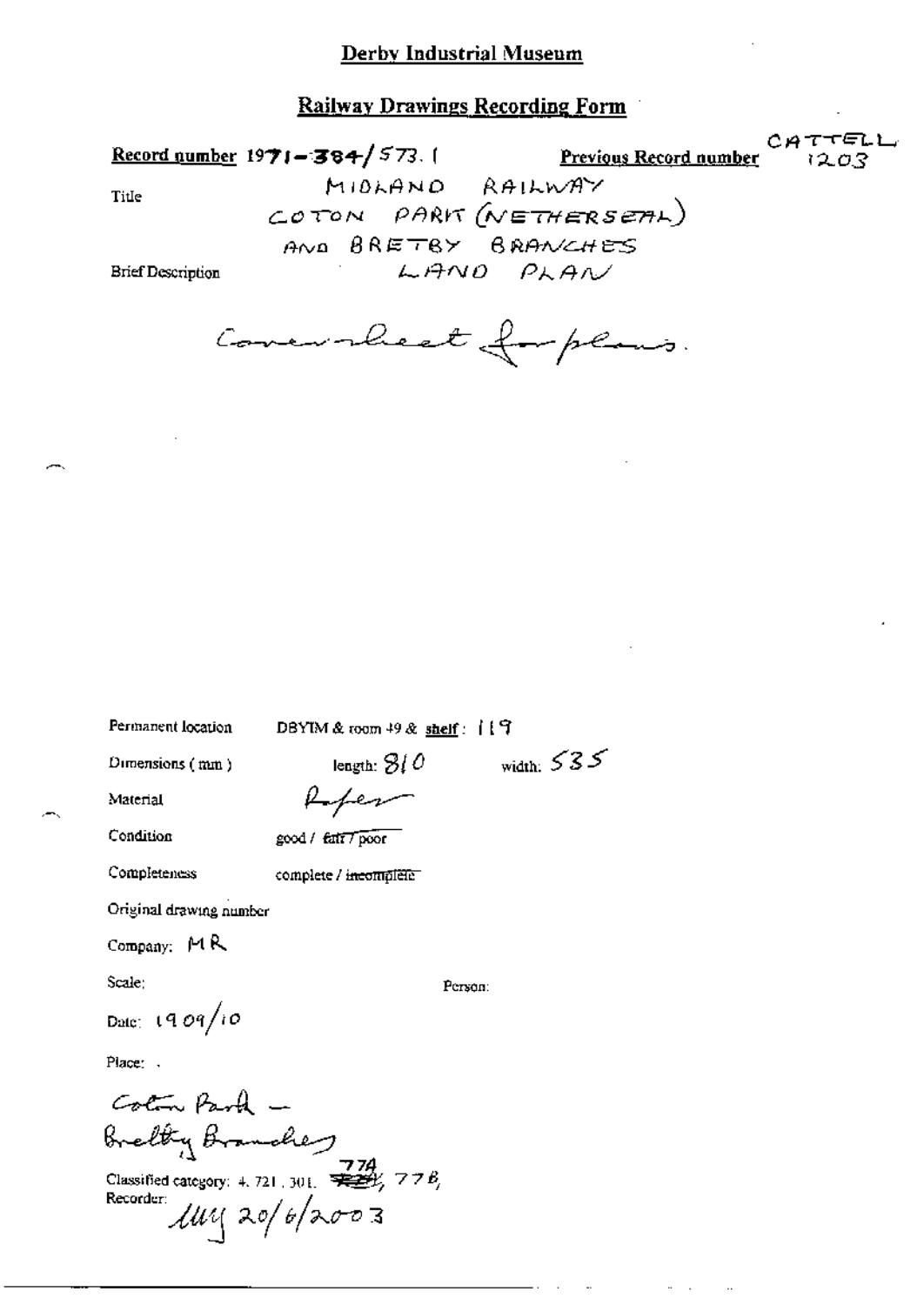# Derby Industrial Museum

## Railway Drawings Recording Form

**Record number** 1971-384/573.1 **Previous Record number** CATTELL 1203

Title MIDLAND RAILWAY COTON PARK (NETHERSEAL) AND BRETBY BRANCHES LAND PLAN

Brief Description

Cover sheet for plans.

Permanent location DBYIM & room 49 & shelf: 119

Dimensions (mm) length: 810 width: 535

Material Paper

Condition good / ~~fair~~ / poor

Completeness complete / ~~incomplete~~

Original drawing number

Company: MR

Scale: Person:

Date: 1909/10

Place: .

Coton Park — Bretby Branches

Classified category: 4.721.301. ~~774~~, 774, 77B,

Recorder: MM 20/6/2003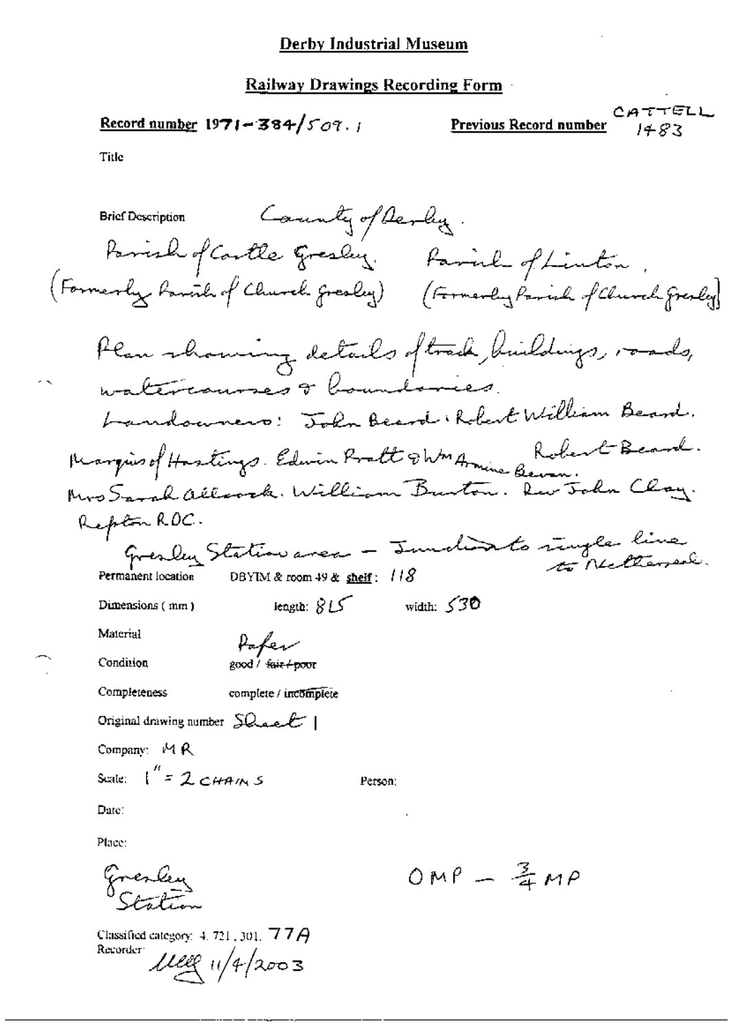**Derby Industrial Museum**

**Railway Drawings Recording Form**

**Record number** 1971-384/509.1

**Previous Record number** CATTELL 1483

Title

Brief Description: County of Derby.

Parish of Castle Gresley. (Formerly Parish of Church Gresley) Parish of Linton. (Formerly Parish of Church Gresley)

Plan showing details of track, buildings, roads, watercourses & boundaries.

Landowners: John Beard. Robert William Beard. Marquis of Hastings. Edwin Pratt & Wm Armine Bevan. Robert Beard. Mrs Sarah Allcock. William Burton. Rev John Clay. Repton RDC.

Gresley Station area - Junction to single line to Netherseal.

Permanent location: DBYIM & room 49 & shelf: 118

Dimensions (mm): length: 815 width: 530

Material: Paper

Condition: good / ~~fair / poor~~

Completeness: complete / incomplete

Original drawing number: Sheet 1

Company: MR

Scale: 1" = 2 CHAINS

Person:

Date:

Place: Gresley Station

OMP - $\frac{3}{4}$ MP

Classified category: 4.721.301. 77A

Recorder: MEG 11/4/2003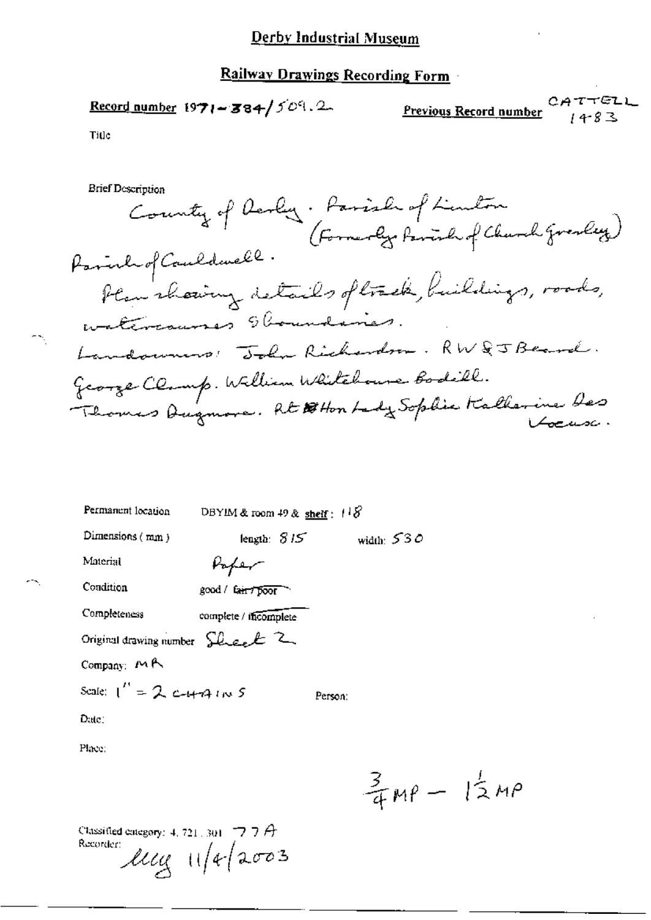# Derby Industrial Museum

## Railway Drawings Recording Form

**Record number** 1971-384/509.2

**Previous Record number** CATTELL 1483

Title

Brief Description

County of Derby. Parish of Linton (Formerly Parish of Church Gresley) Parish of Cauldwell.
Plan showing details of track, buildings, roads, watercourses & boundaries.
Landowners: John Richardson. RW & J Beard. George Clamp. William Whitehouse Bodill. Thomas Dugmore. Rt Hon Lady Sophia Katherine Des Voeux.

Permanent location DBYIM & room 49 & shelf: 118

Dimensions (mm) length: 815 width: 530

Material Paper

Condition good / ~~fair / poor~~

Completeness complete / ~~incomplete~~

Original drawing number Sheet 2

Company: MR

Scale: 1" = 2 CHAINS

Person:

Date:

Place:

$\frac{3}{4}$ MP – $1\frac{1}{2}$ MP

Classified category: 4, 721, 301 77A

Recorder: lllg 11/4/2003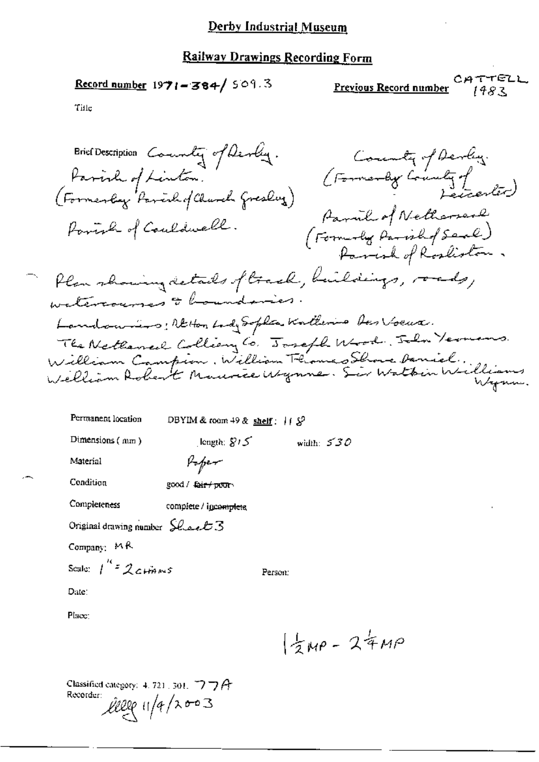# Derby Industrial Museum

## Railway Drawings Recording Form

**Record number** 1971-384/509.3

**Previous Record number** CATTELL 1483

Title

Brief Description County of Derby. Parish of Linton. (Formerly Parish of Church Gresley) Parish of Coulдwell.

County of Derby. (Formerly County of Leicester) Parish of Netherseal (Formerly Parish of Seal) Parish of Rosliston.

Plan showing details of track, buildings, roads, watercourses & boundaries.

Landowners: RtHon Lady Sophia Katherine Des Voeux. The Netherseal Colliery Co. Joseph Wood. John Yeomans. William Campion. William Thomas Shore Daniel. William Robert Maurice Wynne. Sir Watkin Williams Wynn.

Permanent location DBYIM & room 49 & **shelf**: 11 S?

Dimensions (mm) length: 815 width: 530

Material Paper

Condition good / ~~fair / poor~~

Completeness complete / ~~incomplete~~

Original drawing number Sheet 3

Company: MR

Scale: 1" = 2 CHAINS

Person:

Date:

Place:

$1\frac{1}{2}$ MP - $2\frac{1}{4}$ MP

Classified category: 4. 721. 301. 77A

Recorder: [signature] 11/4/2003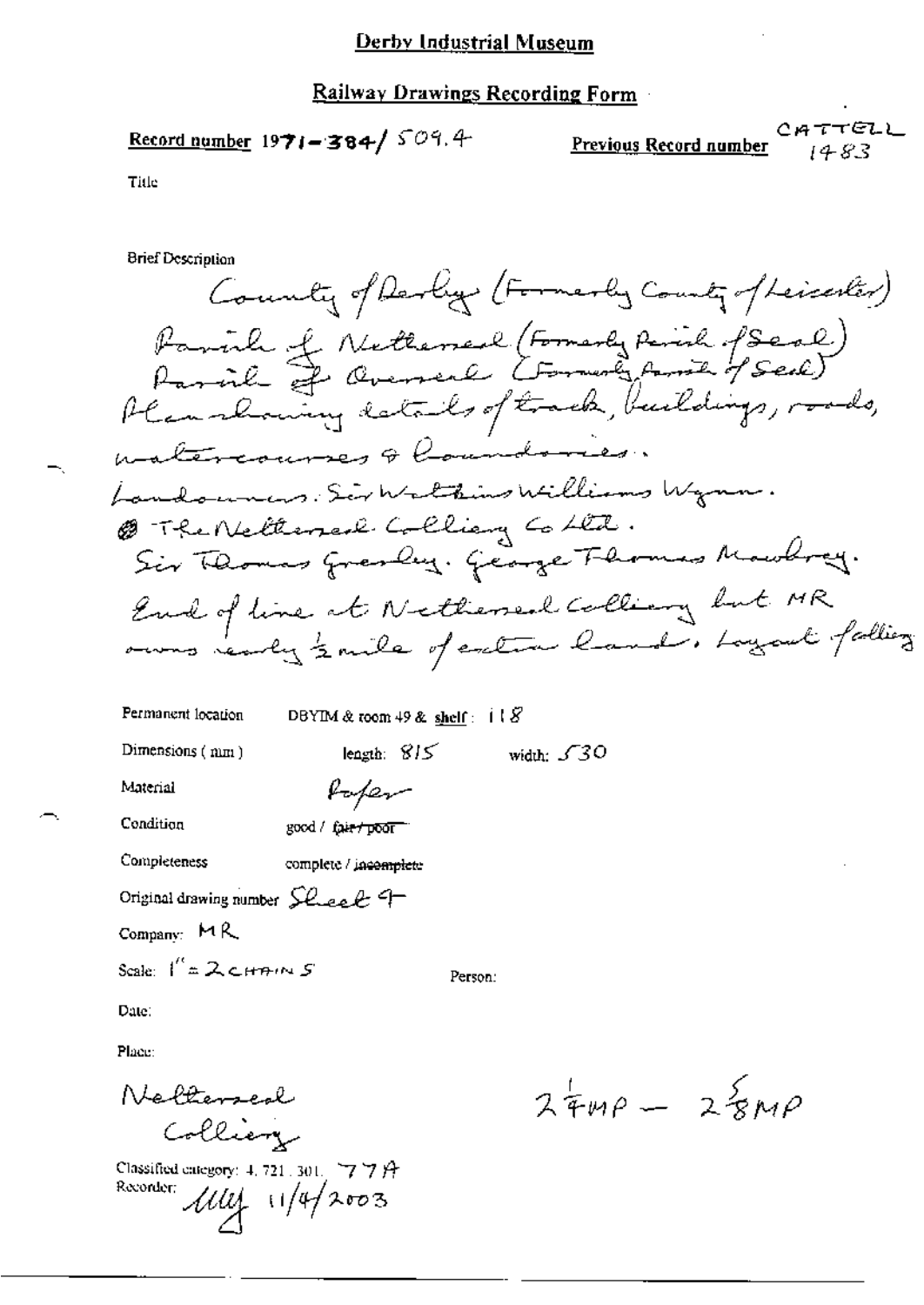# Derby Industrial Museum

## Railway Drawings Recording Form

**Record number** 1971-384/509.4

**Previous Record number** CATTELL 1483

Title

Brief Description

County of Derby (Formerly County of Leicester)
Parish of Netherseal (Formerly Parish of Seal)
Parish of Overseal (Formerly Parish of Seal)
Plan showing details of track, buildings, roads, watercourses & boundaries.
Landowners: Sir Watkins Williams Wynn.
The Netherseal Colliery Co Ltd.
Sir Thomas Gresley. George Thomas Mowbrey.
End of line at Netherseal Colliery but MR owns nearly ½ mile of extra land. Layout falling

Permanent location DBYIM & room 49 & shelf: 118

Dimensions (mm) length: 815 width: 530

Material Paper

Condition good / ~~fair / poor~~

Completeness complete / ~~incomplete~~

Original drawing number Sheet 4

Company: MR

Scale: 1" = 2 CHAINS

Person:

Date:

Place:

Netherseal Colliery

2¼MP – 2⅝MP

Classified category: 4. 721. 301. 77A

Recorder: MLY 11/4/2003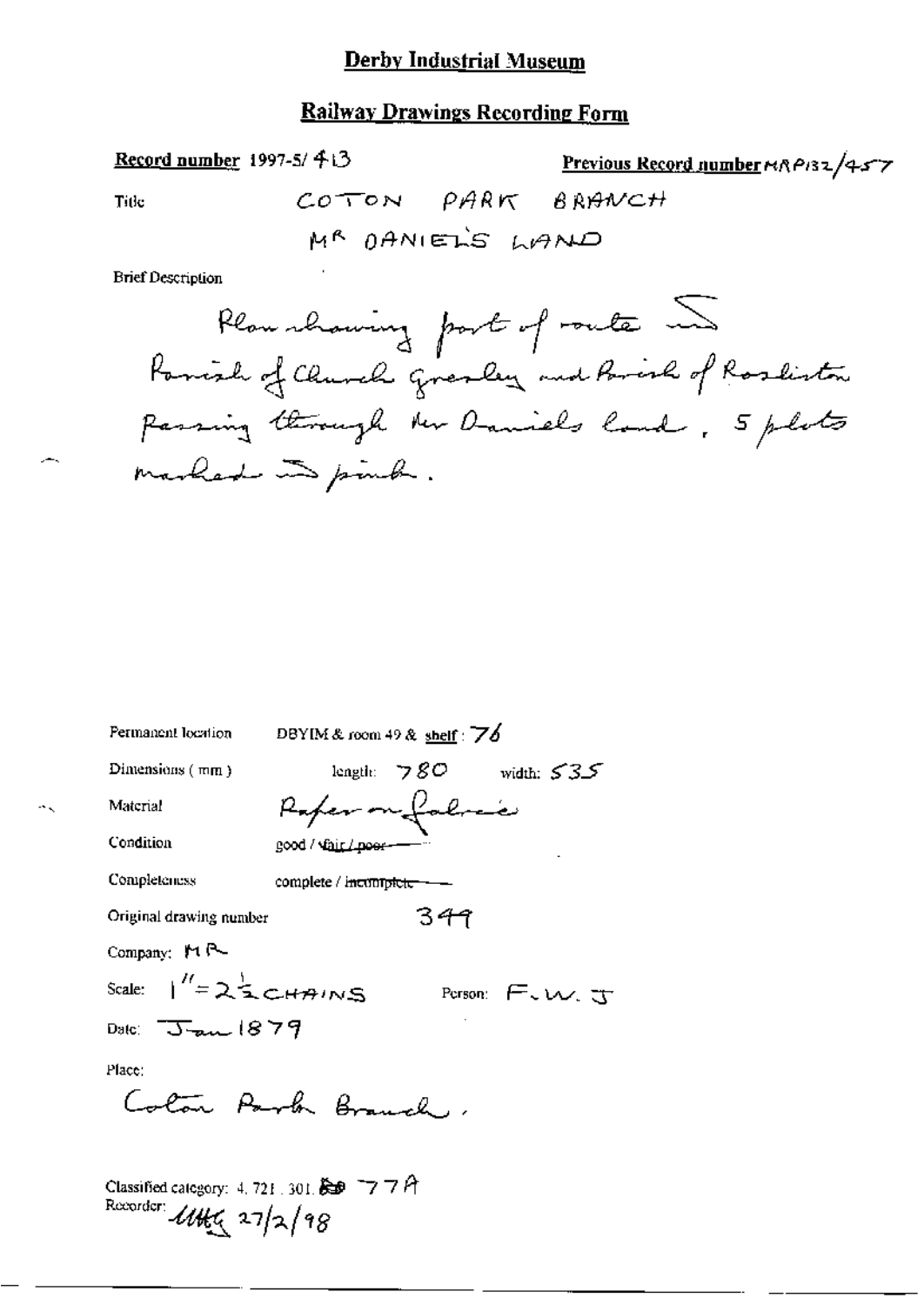# Derby Industrial Museum

## Railway Drawings Recording Form

**Record number** 1997-5/ 413

**Previous Record number** MRP132/457

Title

COTON PARK BRANCH

MR DANIEL'S LAND

Brief Description

Plan showing part of route in Parish of Church Gresley and Parish of Rosliston passing through Mr Daniels land, 5 plots marked in pink.

Permanent location DBYIM & room 49 & shelf : 76

Dimensions ( mm ) length: 780 width: 535

Material Paper on fabric

Condition good / fair / poor

Completeness complete / incomplete

Original drawing number 349

Company: MR

Scale: 1" = 2½ CHAINS Person: F.W.J

Date: Jan 1879

Place:

Coton Park Branch.

Classified category: 4. 721. 301. 77A

Recorder: MHG 27/2/98